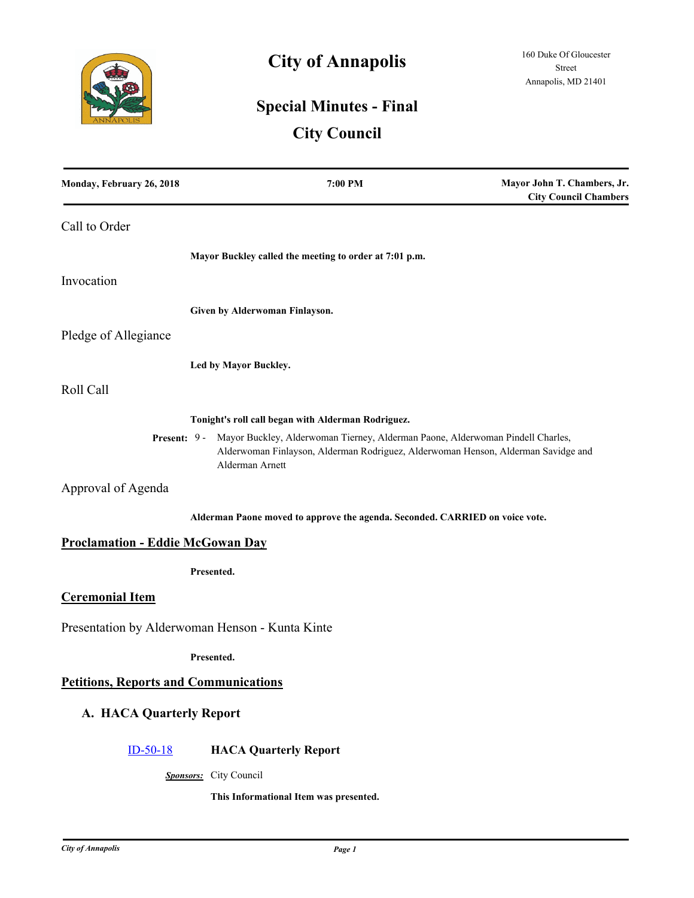# City of Annapolis

160 Duke Of Gloucester Street
Annapolis, MD 21401

## Special Minutes - Final

## City Council

| Monday, February 26, 2018 | 7:00 PM | Mayor John T. Chambers, Jr. City Council Chambers |
|---|---|---|

### Call to Order

**Mayor Buckley called the meeting to order at 7:01 p.m.**

### Invocation

**Given by Alderwoman Finlayson.**

### Pledge of Allegiance

**Led by Mayor Buckley.**

### Roll Call

**Tonight's roll call began with Alderman Rodriguez.**

**Present:** 9 - Mayor Buckley, Alderwoman Tierney, Alderman Paone, Alderwoman Pindell Charles, Alderwoman Finlayson, Alderman Rodriguez, Alderwoman Henson, Alderman Savidge and Alderman Arnett

### Approval of Agenda

**Alderman Paone moved to approve the agenda. Seconded. CARRIED on voice vote.**

### Proclamation - Eddie McGowan Day

**Presented.**

### Ceremonial Item

Presentation by Alderwoman Henson - Kunta Kinte

**Presented.**

### Petitions, Reports and Communications

#### A. HACA Quarterly Report

ID-50-18 **HACA Quarterly Report**

***Sponsors:*** City Council

**This Informational Item was presented.**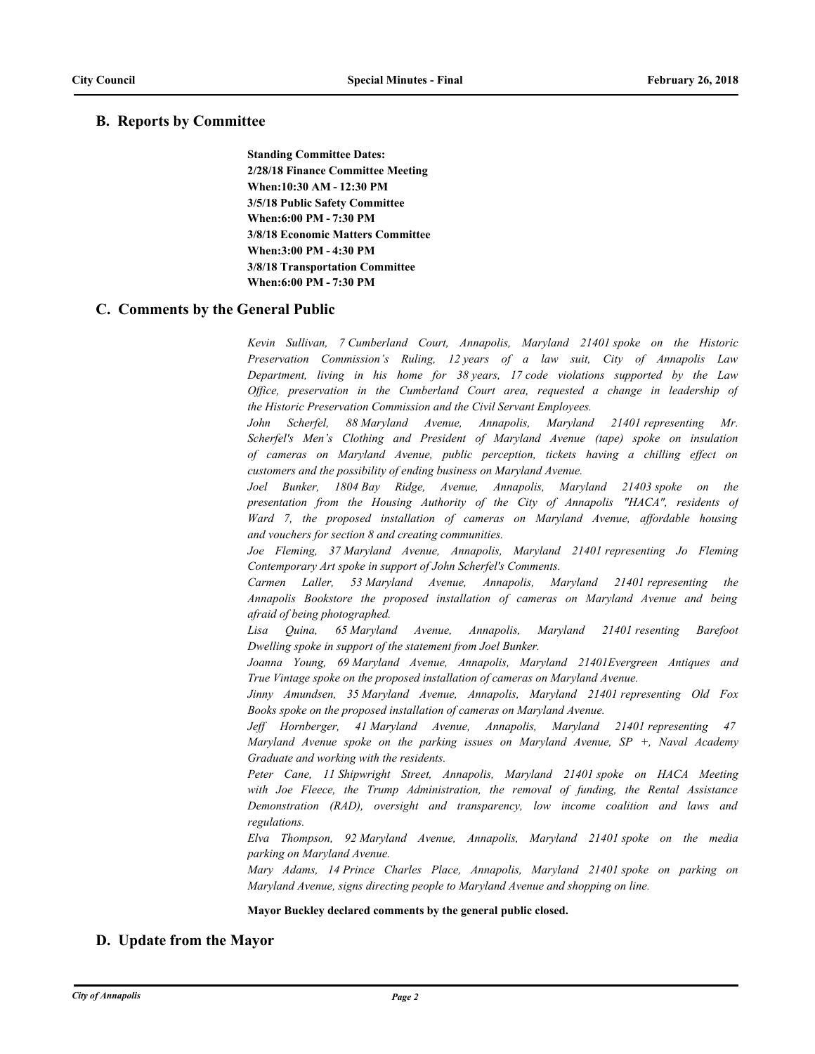## B. Reports by Committee

**Standing Committee Dates:**
**2/28/18 Finance Committee Meeting**
**When:10:30 AM - 12:30 PM**
**3/5/18 Public Safety Committee**
**When:6:00 PM - 7:30 PM**
**3/8/18 Economic Matters Committee**
**When:3:00 PM - 4:30 PM**
**3/8/18 Transportation Committee**
**When:6:00 PM - 7:30 PM**

## C. Comments by the General Public

*Kevin Sullivan, 7 Cumberland Court, Annapolis, Maryland 21401 spoke on the Historic Preservation Commission's Ruling, 12 years of a law suit, City of Annapolis Law Department, living in his home for 38 years, 17 code violations supported by the Law Office, preservation in the Cumberland Court area, requested a change in leadership of the Historic Preservation Commission and the Civil Servant Employees.*

*John Scherfel, 88 Maryland Avenue, Annapolis, Maryland 21401 representing Mr. Scherfel's Men's Clothing and President of Maryland Avenue (tape) spoke on insulation of cameras on Maryland Avenue, public perception, tickets having a chilling effect on customers and the possibility of ending business on Maryland Avenue.*

*Joel Bunker, 1804 Bay Ridge, Avenue, Annapolis, Maryland 21403 spoke on the presentation from the Housing Authority of the City of Annapolis "HACA", residents of Ward 7, the proposed installation of cameras on Maryland Avenue, affordable housing and vouchers for section 8 and creating communities.*

*Joe Fleming, 37 Maryland Avenue, Annapolis, Maryland 21401 representing Jo Fleming Contemporary Art spoke in support of John Scherfel's Comments.*

*Carmen Laller, 53 Maryland Avenue, Annapolis, Maryland 21401 representing the Annapolis Bookstore the proposed installation of cameras on Maryland Avenue and being afraid of being photographed.*

*Lisa Quina, 65 Maryland Avenue, Annapolis, Maryland 21401 resenting Barefoot Dwelling spoke in support of the statement from Joel Bunker.*

*Joanna Young, 69 Maryland Avenue, Annapolis, Maryland 21401Evergreen Antiques and True Vintage spoke on the proposed installation of cameras on Maryland Avenue.*

*Jinny Amundsen, 35 Maryland Avenue, Annapolis, Maryland 21401 representing Old Fox Books spoke on the proposed installation of cameras on Maryland Avenue.*

*Jeff Hornberger, 41 Maryland Avenue, Annapolis, Maryland 21401 representing 47 Maryland Avenue spoke on the parking issues on Maryland Avenue, SP +, Naval Academy Graduate and working with the residents.*

*Peter Cane, 11 Shipwright Street, Annapolis, Maryland 21401 spoke on HACA Meeting with Joe Fleece, the Trump Administration, the removal of funding, the Rental Assistance Demonstration (RAD), oversight and transparency, low income coalition and laws and regulations.*

*Elva Thompson, 92 Maryland Avenue, Annapolis, Maryland 21401 spoke on the media parking on Maryland Avenue.*

*Mary Adams, 14 Prince Charles Place, Annapolis, Maryland 21401 spoke on parking on Maryland Avenue, signs directing people to Maryland Avenue and shopping on line.*

**Mayor Buckley declared comments by the general public closed.**

## D. Update from the Mayor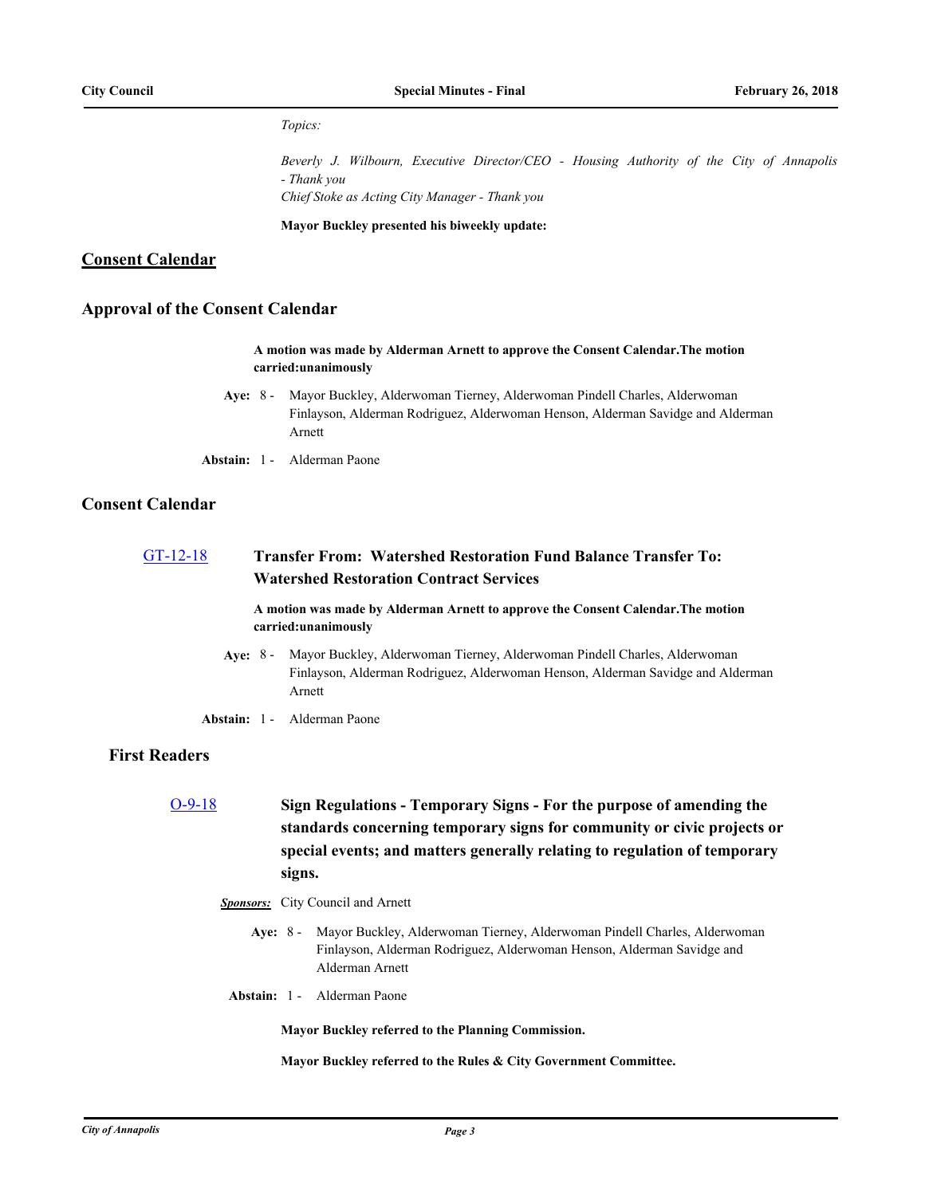*Topics:*

*Beverly J. Wilbourn, Executive Director/CEO - Housing Authority of the City of Annapolis - Thank you*
*Chief Stoke as Acting City Manager - Thank you*

**Mayor Buckley presented his biweekly update:**

## Consent Calendar

## Approval of the Consent Calendar

**A motion was made by Alderman Arnett to approve the Consent Calendar.The motion carried:unanimously**

**Aye:** 8 - Mayor Buckley, Alderwoman Tierney, Alderwoman Pindell Charles, Alderwoman Finlayson, Alderman Rodriguez, Alderwoman Henson, Alderman Savidge and Alderman Arnett

**Abstain:** 1 - Alderman Paone

## Consent Calendar

### GT-12-18 Transfer From: Watershed Restoration Fund Balance Transfer To: Watershed Restoration Contract Services

**A motion was made by Alderman Arnett to approve the Consent Calendar.The motion carried:unanimously**

**Aye:** 8 - Mayor Buckley, Alderwoman Tierney, Alderwoman Pindell Charles, Alderwoman Finlayson, Alderman Rodriguez, Alderwoman Henson, Alderman Savidge and Alderman Arnett

**Abstain:** 1 - Alderman Paone

## First Readers

### O-9-18 Sign Regulations - Temporary Signs - For the purpose of amending the standards concerning temporary signs for community or civic projects or special events; and matters generally relating to regulation of temporary signs.

***Sponsors:*** City Council and Arnett

**Aye:** 8 - Mayor Buckley, Alderwoman Tierney, Alderwoman Pindell Charles, Alderwoman Finlayson, Alderman Rodriguez, Alderwoman Henson, Alderman Savidge and Alderman Arnett

**Abstain:** 1 - Alderman Paone

**Mayor Buckley referred to the Planning Commission.**

**Mayor Buckley referred to the Rules & City Government Committee.**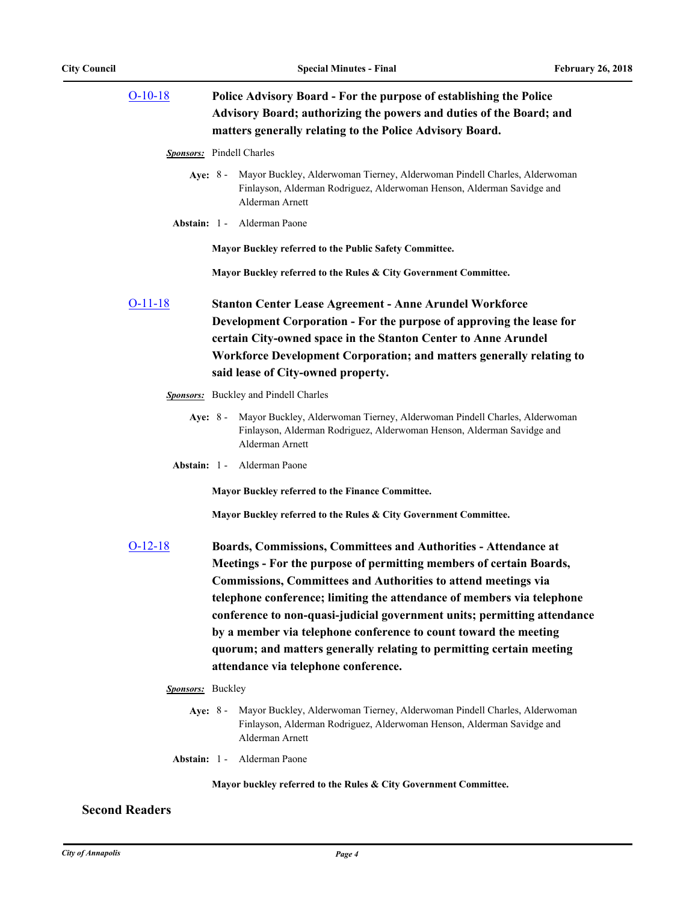**O-10-18** **Police Advisory Board - For the purpose of establishing the Police Advisory Board; authorizing the powers and duties of the Board; and matters generally relating to the Police Advisory Board.**

***Sponsors:*** Pindell Charles

**Aye:** 8 - Mayor Buckley, Alderwoman Tierney, Alderwoman Pindell Charles, Alderwoman Finlayson, Alderman Rodriguez, Alderwoman Henson, Alderman Savidge and Alderman Arnett

**Abstain:** 1 - Alderman Paone

**Mayor Buckley referred to the Public Safety Committee.**

**Mayor Buckley referred to the Rules & City Government Committee.**

**O-11-18** **Stanton Center Lease Agreement - Anne Arundel Workforce Development Corporation - For the purpose of approving the lease for certain City-owned space in the Stanton Center to Anne Arundel Workforce Development Corporation; and matters generally relating to said lease of City-owned property.**

***Sponsors:*** Buckley and Pindell Charles

**Aye:** 8 - Mayor Buckley, Alderwoman Tierney, Alderwoman Pindell Charles, Alderwoman Finlayson, Alderman Rodriguez, Alderwoman Henson, Alderman Savidge and Alderman Arnett

**Abstain:** 1 - Alderman Paone

**Mayor Buckley referred to the Finance Committee.**

**Mayor Buckley referred to the Rules & City Government Committee.**

**O-12-18** **Boards, Commissions, Committees and Authorities - Attendance at Meetings - For the purpose of permitting members of certain Boards, Commissions, Committees and Authorities to attend meetings via telephone conference; limiting the attendance of members via telephone conference to non-quasi-judicial government units; permitting attendance by a member via telephone conference to count toward the meeting quorum; and matters generally relating to permitting certain meeting attendance via telephone conference.**

***Sponsors:*** Buckley

**Aye:** 8 - Mayor Buckley, Alderwoman Tierney, Alderwoman Pindell Charles, Alderwoman Finlayson, Alderman Rodriguez, Alderwoman Henson, Alderman Savidge and Alderman Arnett

**Abstain:** 1 - Alderman Paone

**Mayor buckley referred to the Rules & City Government Committee.**

## Second Readers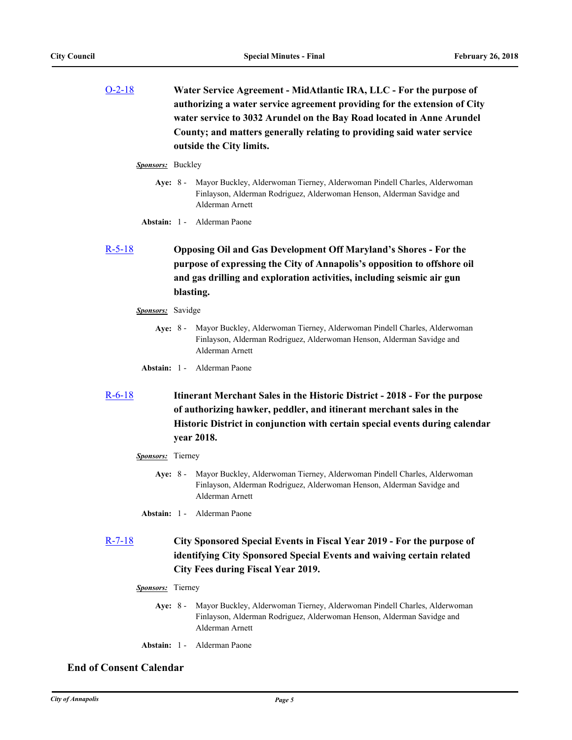[O-2-18](#) **Water Service Agreement - MidAtlantic IRA, LLC - For the purpose of authorizing a water service agreement providing for the extension of City water service to 3032 Arundel on the Bay Road located in Anne Arundel County; and matters generally relating to providing said water service outside the City limits.**

***Sponsors:*** Buckley

**Aye:** 8 - Mayor Buckley, Alderwoman Tierney, Alderwoman Pindell Charles, Alderwoman Finlayson, Alderman Rodriguez, Alderwoman Henson, Alderman Savidge and Alderman Arnett

**Abstain:** 1 - Alderman Paone

[R-5-18](#) **Opposing Oil and Gas Development Off Maryland's Shores - For the purpose of expressing the City of Annapolis's opposition to offshore oil and gas drilling and exploration activities, including seismic air gun blasting.**

***Sponsors:*** Savidge

**Aye:** 8 - Mayor Buckley, Alderwoman Tierney, Alderwoman Pindell Charles, Alderwoman Finlayson, Alderman Rodriguez, Alderwoman Henson, Alderman Savidge and Alderman Arnett

**Abstain:** 1 - Alderman Paone

[R-6-18](#) **Itinerant Merchant Sales in the Historic District - 2018 - For the purpose of authorizing hawker, peddler, and itinerant merchant sales in the Historic District in conjunction with certain special events during calendar year 2018.**

***Sponsors:*** Tierney

**Aye:** 8 - Mayor Buckley, Alderwoman Tierney, Alderwoman Pindell Charles, Alderwoman Finlayson, Alderman Rodriguez, Alderwoman Henson, Alderman Savidge and Alderman Arnett

**Abstain:** 1 - Alderman Paone

[R-7-18](#) **City Sponsored Special Events in Fiscal Year 2019 - For the purpose of identifying City Sponsored Special Events and waiving certain related City Fees during Fiscal Year 2019.**

***Sponsors:*** Tierney

**Aye:** 8 - Mayor Buckley, Alderwoman Tierney, Alderwoman Pindell Charles, Alderwoman Finlayson, Alderman Rodriguez, Alderwoman Henson, Alderman Savidge and Alderman Arnett

**Abstain:** 1 - Alderman Paone

## End of Consent Calendar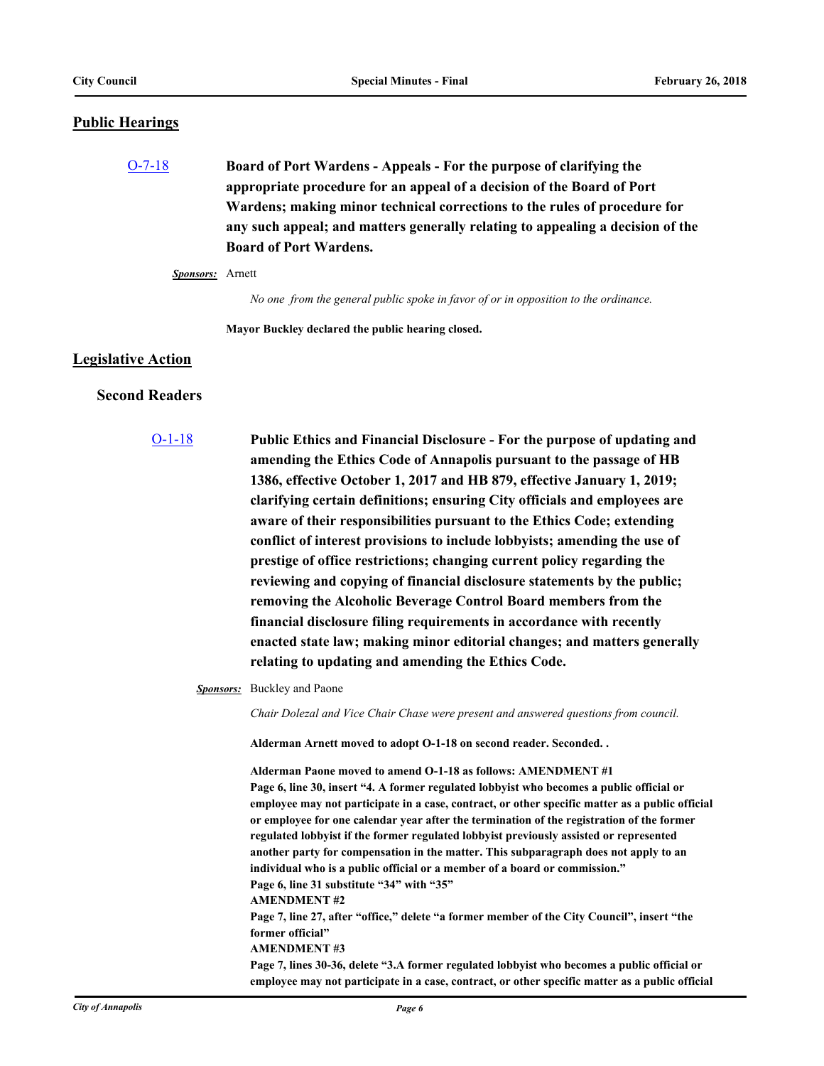## Public Hearings

O-7-18 **Board of Port Wardens - Appeals - For the purpose of clarifying the appropriate procedure for an appeal of a decision of the Board of Port Wardens; making minor technical corrections to the rules of procedure for any such appeal; and matters generally relating to appealing a decision of the Board of Port Wardens.**

***Sponsors:*** Arnett

*No one from the general public spoke in favor of or in opposition to the ordinance.*

**Mayor Buckley declared the public hearing closed.**

## Legislative Action

### Second Readers

O-1-18 **Public Ethics and Financial Disclosure - For the purpose of updating and amending the Ethics Code of Annapolis pursuant to the passage of HB 1386, effective October 1, 2017 and HB 879, effective January 1, 2019; clarifying certain definitions; ensuring City officials and employees are aware of their responsibilities pursuant to the Ethics Code; extending conflict of interest provisions to include lobbyists; amending the use of prestige of office restrictions; changing current policy regarding the reviewing and copying of financial disclosure statements by the public; removing the Alcoholic Beverage Control Board members from the financial disclosure filing requirements in accordance with recently enacted state law; making minor editorial changes; and matters generally relating to updating and amending the Ethics Code.**

***Sponsors:*** Buckley and Paone

*Chair Dolezal and Vice Chair Chase were present and answered questions from council.*

**Alderman Arnett moved to adopt O-1-18 on second reader. Seconded. .**

**Alderman Paone moved to amend O-1-18 as follows: AMENDMENT #1**
**Page 6, line 30, insert "4. A former regulated lobbyist who becomes a public official or employee may not participate in a case, contract, or other specific matter as a public official or employee for one calendar year after the termination of the registration of the former regulated lobbyist if the former regulated lobbyist previously assisted or represented another party for compensation in the matter. This subparagraph does not apply to an individual who is a public official or a member of a board or commission."**
**Page 6, line 31 substitute "34" with "35"**
**AMENDMENT #2**
**Page 7, line 27, after "office," delete "a former member of the City Council", insert "the former official"**
**AMENDMENT #3**
**Page 7, lines 30-36, delete "3.A former regulated lobbyist who becomes a public official or employee may not participate in a case, contract, or other specific matter as a public official**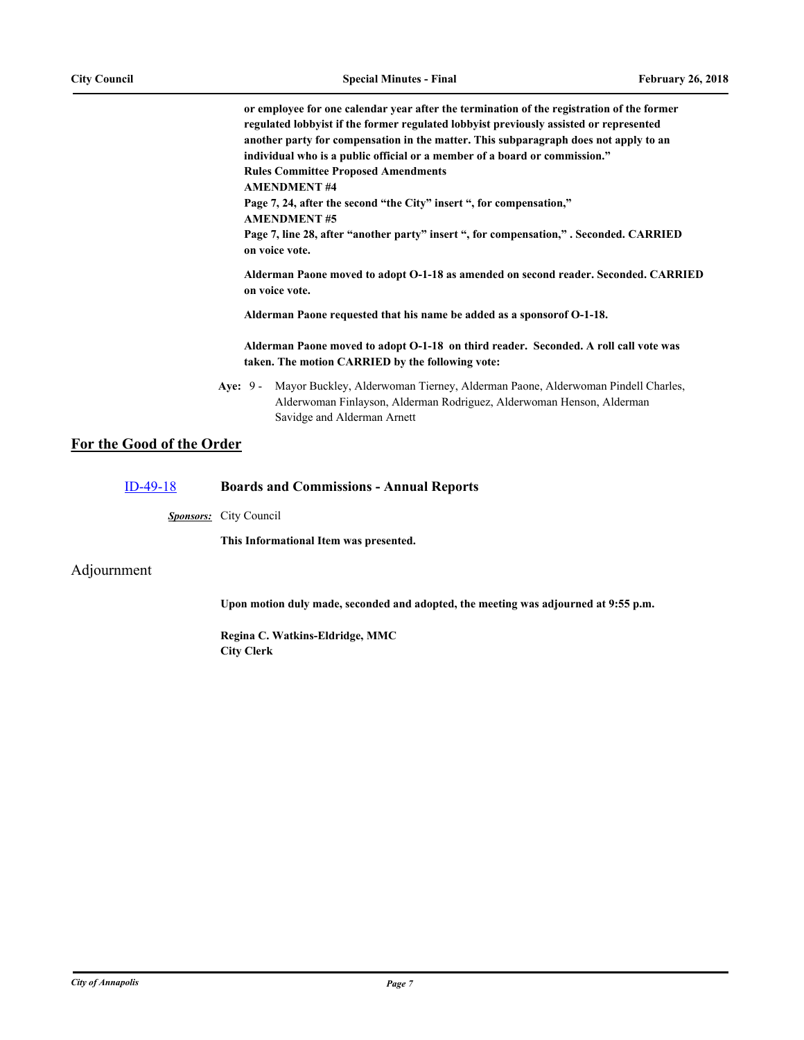**or employee for one calendar year after the termination of the registration of the former regulated lobbyist if the former regulated lobbyist previously assisted or represented another party for compensation in the matter. This subparagraph does not apply to an individual who is a public official or a member of a board or commission."**
**Rules Committee Proposed Amendments**
**AMENDMENT #4**
**Page 7, 24, after the second "the City" insert ", for compensation,"**
**AMENDMENT #5**
**Page 7, line 28, after "another party" insert ", for compensation," . Seconded. CARRIED on voice vote.**

**Alderman Paone moved to adopt O-1-18 as amended on second reader. Seconded. CARRIED on voice vote.**

**Alderman Paone requested that his name be added as a sponsorof O-1-18.**

**Alderman Paone moved to adopt O-1-18 on third reader. Seconded. A roll call vote was taken. The motion CARRIED by the following vote:**

**Aye:** 9 - Mayor Buckley, Alderwoman Tierney, Alderman Paone, Alderwoman Pindell Charles, Alderwoman Finlayson, Alderman Rodriguez, Alderwoman Henson, Alderman Savidge and Alderman Arnett

## For the Good of the Order

ID-49-18 **Boards and Commissions - Annual Reports**

***Sponsors:*** City Council

**This Informational Item was presented.**

## Adjournment

**Upon motion duly made, seconded and adopted, the meeting was adjourned at 9:55 p.m.**

**Regina C. Watkins-Eldridge, MMC**
**City Clerk**